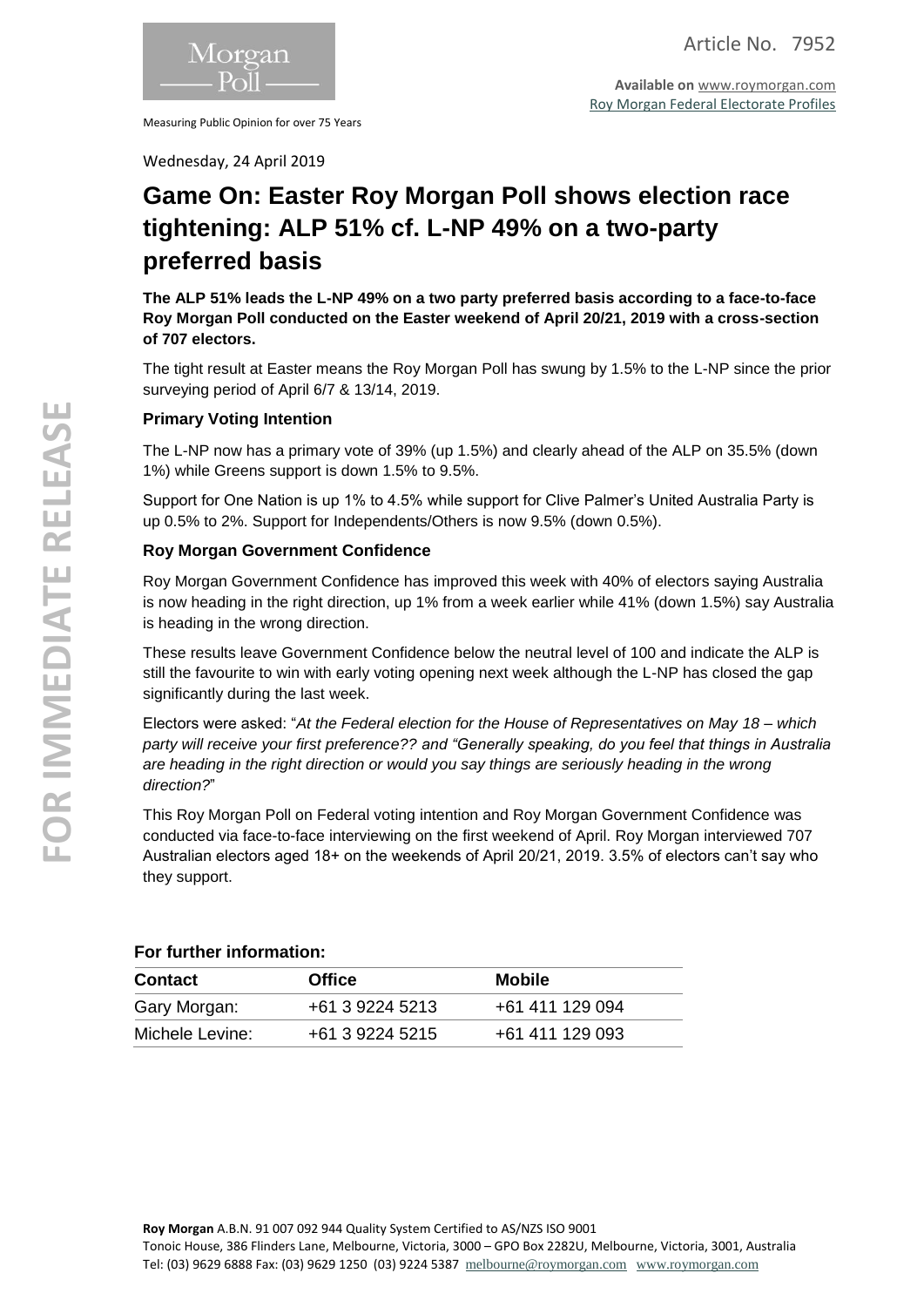Morgan Poll

Measuring Public Opinion for over 75 Years

Article No. 7952

**Available on** www.roymorgan.com
Roy Morgan Federal Electorate Profiles

FOR IMMEDIATE RELEASE

Wednesday, 24 April 2019

# Game On: Easter Roy Morgan Poll shows election race tightening: ALP 51% cf. L-NP 49% on a two-party preferred basis

**The ALP 51% leads the L-NP 49% on a two party preferred basis according to a face-to-face Roy Morgan Poll conducted on the Easter weekend of April 20/21, 2019 with a cross-section of 707 electors.**

The tight result at Easter means the Roy Morgan Poll has swung by 1.5% to the L-NP since the prior surveying period of April 6/7 & 13/14, 2019.

### Primary Voting Intention

The L-NP now has a primary vote of 39% (up 1.5%) and clearly ahead of the ALP on 35.5% (down 1%) while Greens support is down 1.5% to 9.5%.

Support for One Nation is up 1% to 4.5% while support for Clive Palmer's United Australia Party is up 0.5% to 2%. Support for Independents/Others is now 9.5% (down 0.5%).

### Roy Morgan Government Confidence

Roy Morgan Government Confidence has improved this week with 40% of electors saying Australia is now heading in the right direction, up 1% from a week earlier while 41% (down 1.5%) say Australia is heading in the wrong direction.

These results leave Government Confidence below the neutral level of 100 and indicate the ALP is still the favourite to win with early voting opening next week although the L-NP has closed the gap significantly during the last week.

Electors were asked: "*At the Federal election for the House of Representatives on May 18 – which party will receive your first preference?? and "Generally speaking, do you feel that things in Australia are heading in the right direction or would you say things are seriously heading in the wrong direction?*"

This Roy Morgan Poll on Federal voting intention and Roy Morgan Government Confidence was conducted via face-to-face interviewing on the first weekend of April. Roy Morgan interviewed 707 Australian electors aged 18+ on the weekends of April 20/21, 2019. 3.5% of electors can't say who they support.

### For further information:

| Contact | Office | Mobile |
|---|---|---|
| Gary Morgan: | +61 3 9224 5213 | +61 411 129 094 |
| Michele Levine: | +61 3 9224 5215 | +61 411 129 093 |

**Roy Morgan** A.B.N. 91 007 092 944 Quality System Certified to AS/NZS ISO 9001
Tonoic House, 386 Flinders Lane, Melbourne, Victoria, 3000 – GPO Box 2282U, Melbourne, Victoria, 3001, Australia
Tel: (03) 9629 6888 Fax: (03) 9629 1250 (03) 9224 5387 melbourne@roymorgan.com www.roymorgan.com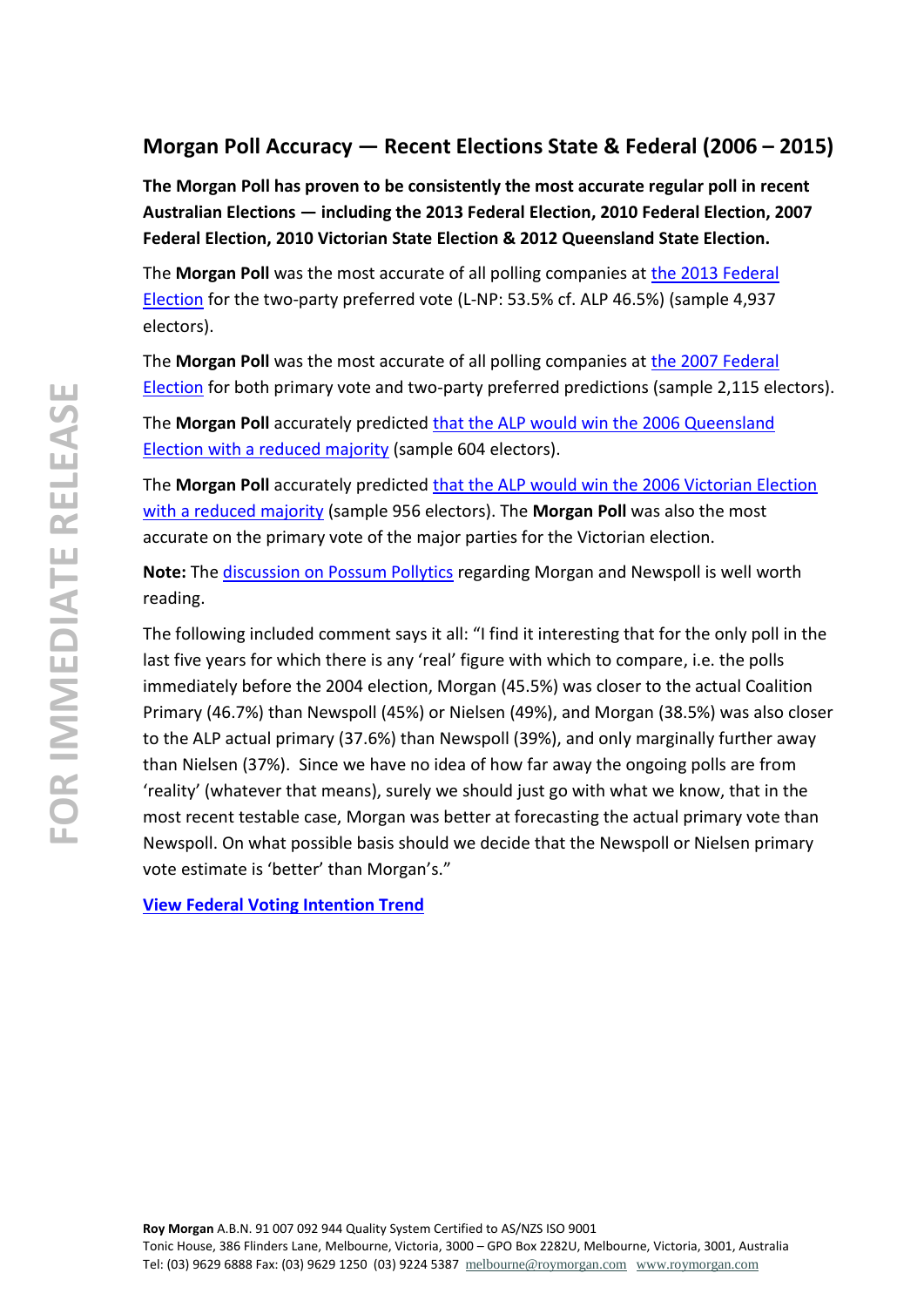## Morgan Poll Accuracy — Recent Elections State & Federal (2006 – 2015)

**The Morgan Poll has proven to be consistently the most accurate regular poll in recent Australian Elections — including the 2013 Federal Election, 2010 Federal Election, 2007 Federal Election, 2010 Victorian State Election & 2012 Queensland State Election.**

The **Morgan Poll** was the most accurate of all polling companies at the 2013 Federal Election for the two-party preferred vote (L-NP: 53.5% cf. ALP 46.5%) (sample 4,937 electors).

The **Morgan Poll** was the most accurate of all polling companies at the 2007 Federal Election for both primary vote and two-party preferred predictions (sample 2,115 electors).

The **Morgan Poll** accurately predicted that the ALP would win the 2006 Queensland Election with a reduced majority (sample 604 electors).

The **Morgan Poll** accurately predicted that the ALP would win the 2006 Victorian Election with a reduced majority (sample 956 electors). The **Morgan Poll** was also the most accurate on the primary vote of the major parties for the Victorian election.

**Note:** The discussion on Possum Pollytics regarding Morgan and Newspoll is well worth reading.

The following included comment says it all: "I find it interesting that for the only poll in the last five years for which there is any 'real' figure with which to compare, i.e. the polls immediately before the 2004 election, Morgan (45.5%) was closer to the actual Coalition Primary (46.7%) than Newspoll (45%) or Nielsen (49%), and Morgan (38.5%) was also closer to the ALP actual primary (37.6%) than Newspoll (39%), and only marginally further away than Nielsen (37%). Since we have no idea of how far away the ongoing polls are from 'reality' (whatever that means), surely we should just go with what we know, that in the most recent testable case, Morgan was better at forecasting the actual primary vote than Newspoll. On what possible basis should we decide that the Newspoll or Nielsen primary vote estimate is 'better' than Morgan's."

**View Federal Voting Intention Trend**